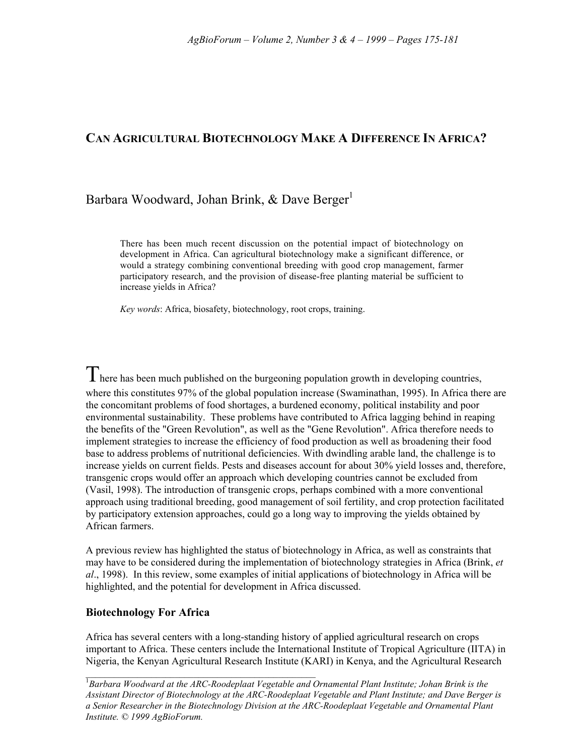# CAN AGRICULTURAL BIOTECHNOLOGY MAKE A DIFFERENCE IN AFRICA?

Barbara Woodward, Johan Brink, & Dave Berger[1]

There has been much recent discussion on the potential impact of biotechnology on development in Africa. Can agricultural biotechnology make a significant difference, or would a strategy combining conventional breeding with good crop management, farmer participatory research, and the provision of disease-free planting material be sufficient to increase yields in Africa?

*Key words*: Africa, biosafety, biotechnology, root crops, training.

There has been much published on the burgeoning population growth in developing countries, where this constitutes 97% of the global population increase (Swaminathan, 1995). In Africa there are the concomitant problems of food shortages, a burdened economy, political instability and poor environmental sustainability. These problems have contributed to Africa lagging behind in reaping the benefits of the "Green Revolution", as well as the "Gene Revolution". Africa therefore needs to implement strategies to increase the efficiency of food production as well as broadening their food base to address problems of nutritional deficiencies. With dwindling arable land, the challenge is to increase yields on current fields. Pests and diseases account for about 30% yield losses and, therefore, transgenic crops would offer an approach which developing countries cannot be excluded from (Vasil, 1998). The introduction of transgenic crops, perhaps combined with a more conventional approach using traditional breeding, good management of soil fertility, and crop protection facilitated by participatory extension approaches, could go a long way to improving the yields obtained by African farmers.

A previous review has highlighted the status of biotechnology in Africa, as well as constraints that may have to be considered during the implementation of biotechnology strategies in Africa (Brink, *et al*., 1998). In this review, some examples of initial applications of biotechnology in Africa will be highlighted, and the potential for development in Africa discussed.

## Biotechnology For Africa

Africa has several centers with a long-standing history of applied agricultural research on crops important to Africa. These centers include the International Institute of Tropical Agriculture (IITA) in Nigeria, the Kenyan Agricultural Research Institute (KARI) in Kenya, and the Agricultural Research

[1] *Barbara Woodward at the ARC-Roodeplaat Vegetable and Ornamental Plant Institute; Johan Brink is the Assistant Director of Biotechnology at the ARC-Roodeplaat Vegetable and Plant Institute; and Dave Berger is a Senior Researcher in the Biotechnology Division at the ARC-Roodeplaat Vegetable and Ornamental Plant Institute. © 1999 AgBioForum.*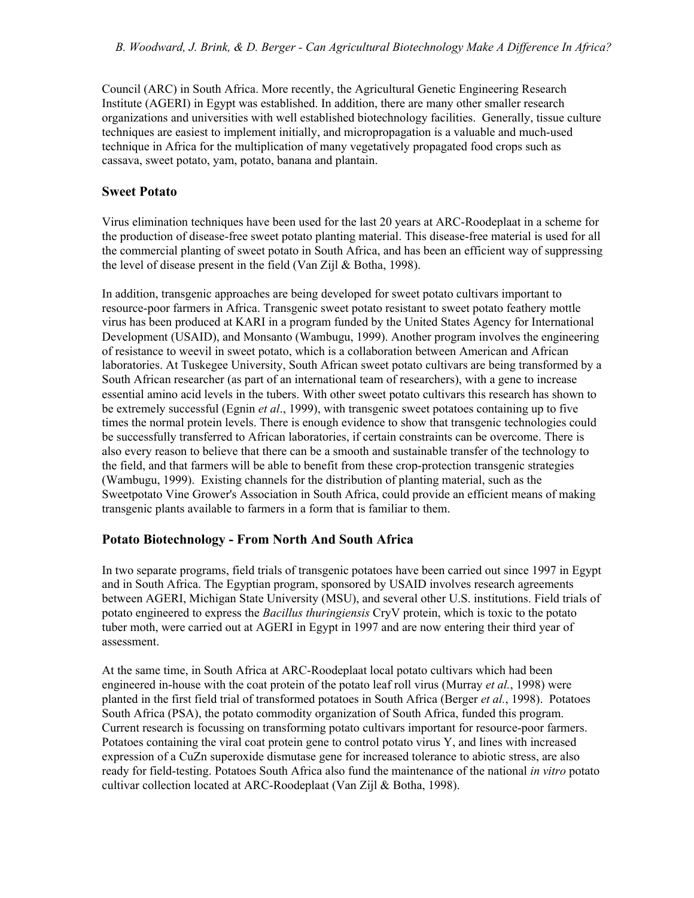Council (ARC) in South Africa. More recently, the Agricultural Genetic Engineering Research Institute (AGERI) in Egypt was established. In addition, there are many other smaller research organizations and universities with well established biotechnology facilities. Generally, tissue culture techniques are easiest to implement initially, and micropropagation is a valuable and much-used technique in Africa for the multiplication of many vegetatively propagated food crops such as cassava, sweet potato, yam, potato, banana and plantain.

## Sweet Potato

Virus elimination techniques have been used for the last 20 years at ARC-Roodeplaat in a scheme for the production of disease-free sweet potato planting material. This disease-free material is used for all the commercial planting of sweet potato in South Africa, and has been an efficient way of suppressing the level of disease present in the field (Van Zijl & Botha, 1998).

In addition, transgenic approaches are being developed for sweet potato cultivars important to resource-poor farmers in Africa. Transgenic sweet potato resistant to sweet potato feathery mottle virus has been produced at KARI in a program funded by the United States Agency for International Development (USAID), and Monsanto (Wambugu, 1999). Another program involves the engineering of resistance to weevil in sweet potato, which is a collaboration between American and African laboratories. At Tuskegee University, South African sweet potato cultivars are being transformed by a South African researcher (as part of an international team of researchers), with a gene to increase essential amino acid levels in the tubers. With other sweet potato cultivars this research has shown to be extremely successful (Egnin *et al*., 1999), with transgenic sweet potatoes containing up to five times the normal protein levels. There is enough evidence to show that transgenic technologies could be successfully transferred to African laboratories, if certain constraints can be overcome. There is also every reason to believe that there can be a smooth and sustainable transfer of the technology to the field, and that farmers will be able to benefit from these crop-protection transgenic strategies (Wambugu, 1999). Existing channels for the distribution of planting material, such as the Sweetpotato Vine Grower's Association in South Africa, could provide an efficient means of making transgenic plants available to farmers in a form that is familiar to them.

## Potato Biotechnology - From North And South Africa

In two separate programs, field trials of transgenic potatoes have been carried out since 1997 in Egypt and in South Africa. The Egyptian program, sponsored by USAID involves research agreements between AGERI, Michigan State University (MSU), and several other U.S. institutions. Field trials of potato engineered to express the *Bacillus thuringiensis* CryV protein, which is toxic to the potato tuber moth, were carried out at AGERI in Egypt in 1997 and are now entering their third year of assessment.

At the same time, in South Africa at ARC-Roodeplaat local potato cultivars which had been engineered in-house with the coat protein of the potato leaf roll virus (Murray *et al.*, 1998) were planted in the first field trial of transformed potatoes in South Africa (Berger *et al.*, 1998). Potatoes South Africa (PSA), the potato commodity organization of South Africa, funded this program. Current research is focussing on transforming potato cultivars important for resource-poor farmers. Potatoes containing the viral coat protein gene to control potato virus Y, and lines with increased expression of a CuZn superoxide dismutase gene for increased tolerance to abiotic stress, are also ready for field-testing. Potatoes South Africa also fund the maintenance of the national *in vitro* potato cultivar collection located at ARC-Roodeplaat (Van Zijl & Botha, 1998).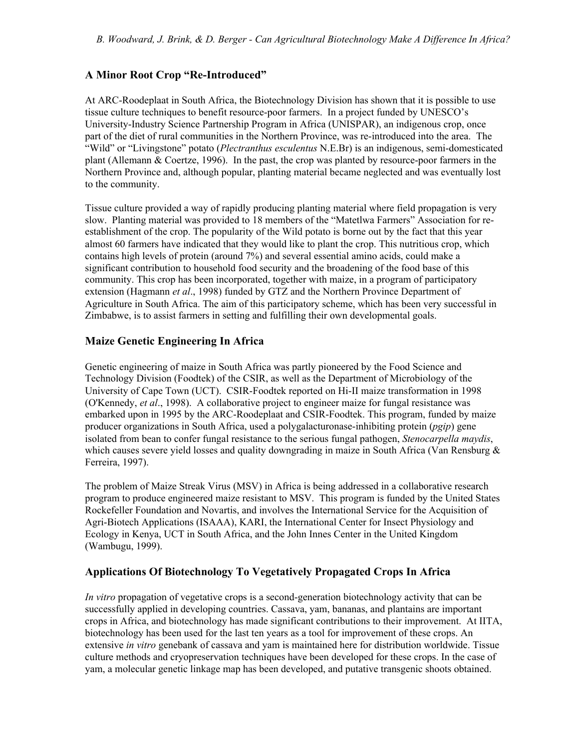## A Minor Root Crop "Re-Introduced"

At ARC-Roodeplaat in South Africa, the Biotechnology Division has shown that it is possible to use tissue culture techniques to benefit resource-poor farmers. In a project funded by UNESCO's University-Industry Science Partnership Program in Africa (UNISPAR), an indigenous crop, once part of the diet of rural communities in the Northern Province, was re-introduced into the area. The "Wild" or "Livingstone" potato (*Plectranthus esculentus* N.E.Br) is an indigenous, semi-domesticated plant (Allemann & Coertze, 1996). In the past, the crop was planted by resource-poor farmers in the Northern Province and, although popular, planting material became neglected and was eventually lost to the community.

Tissue culture provided a way of rapidly producing planting material where field propagation is very slow. Planting material was provided to 18 members of the "Matetlwa Farmers" Association for re-establishment of the crop. The popularity of the Wild potato is borne out by the fact that this year almost 60 farmers have indicated that they would like to plant the crop. This nutritious crop, which contains high levels of protein (around 7%) and several essential amino acids, could make a significant contribution to household food security and the broadening of the food base of this community. This crop has been incorporated, together with maize, in a program of participatory extension (Hagmann *et al*., 1998) funded by GTZ and the Northern Province Department of Agriculture in South Africa. The aim of this participatory scheme, which has been very successful in Zimbabwe, is to assist farmers in setting and fulfilling their own developmental goals.

## Maize Genetic Engineering In Africa

Genetic engineering of maize in South Africa was partly pioneered by the Food Science and Technology Division (Foodtek) of the CSIR, as well as the Department of Microbiology of the University of Cape Town (UCT). CSIR-Foodtek reported on Hi-II maize transformation in 1998 (O'Kennedy, *et al*., 1998). A collaborative project to engineer maize for fungal resistance was embarked upon in 1995 by the ARC-Roodeplaat and CSIR-Foodtek. This program, funded by maize producer organizations in South Africa, used a polygalacturonase-inhibiting protein (*pgip*) gene isolated from bean to confer fungal resistance to the serious fungal pathogen, *Stenocarpella maydis*, which causes severe yield losses and quality downgrading in maize in South Africa (Van Rensburg & Ferreira, 1997).

The problem of Maize Streak Virus (MSV) in Africa is being addressed in a collaborative research program to produce engineered maize resistant to MSV. This program is funded by the United States Rockefeller Foundation and Novartis, and involves the International Service for the Acquisition of Agri-Biotech Applications (ISAAA), KARI, the International Center for Insect Physiology and Ecology in Kenya, UCT in South Africa, and the John Innes Center in the United Kingdom (Wambugu, 1999).

## Applications Of Biotechnology To Vegetatively Propagated Crops In Africa

*In vitro* propagation of vegetative crops is a second-generation biotechnology activity that can be successfully applied in developing countries. Cassava, yam, bananas, and plantains are important crops in Africa, and biotechnology has made significant contributions to their improvement. At IITA, biotechnology has been used for the last ten years as a tool for improvement of these crops. An extensive *in vitro* genebank of cassava and yam is maintained here for distribution worldwide. Tissue culture methods and cryopreservation techniques have been developed for these crops. In the case of yam, a molecular genetic linkage map has been developed, and putative transgenic shoots obtained.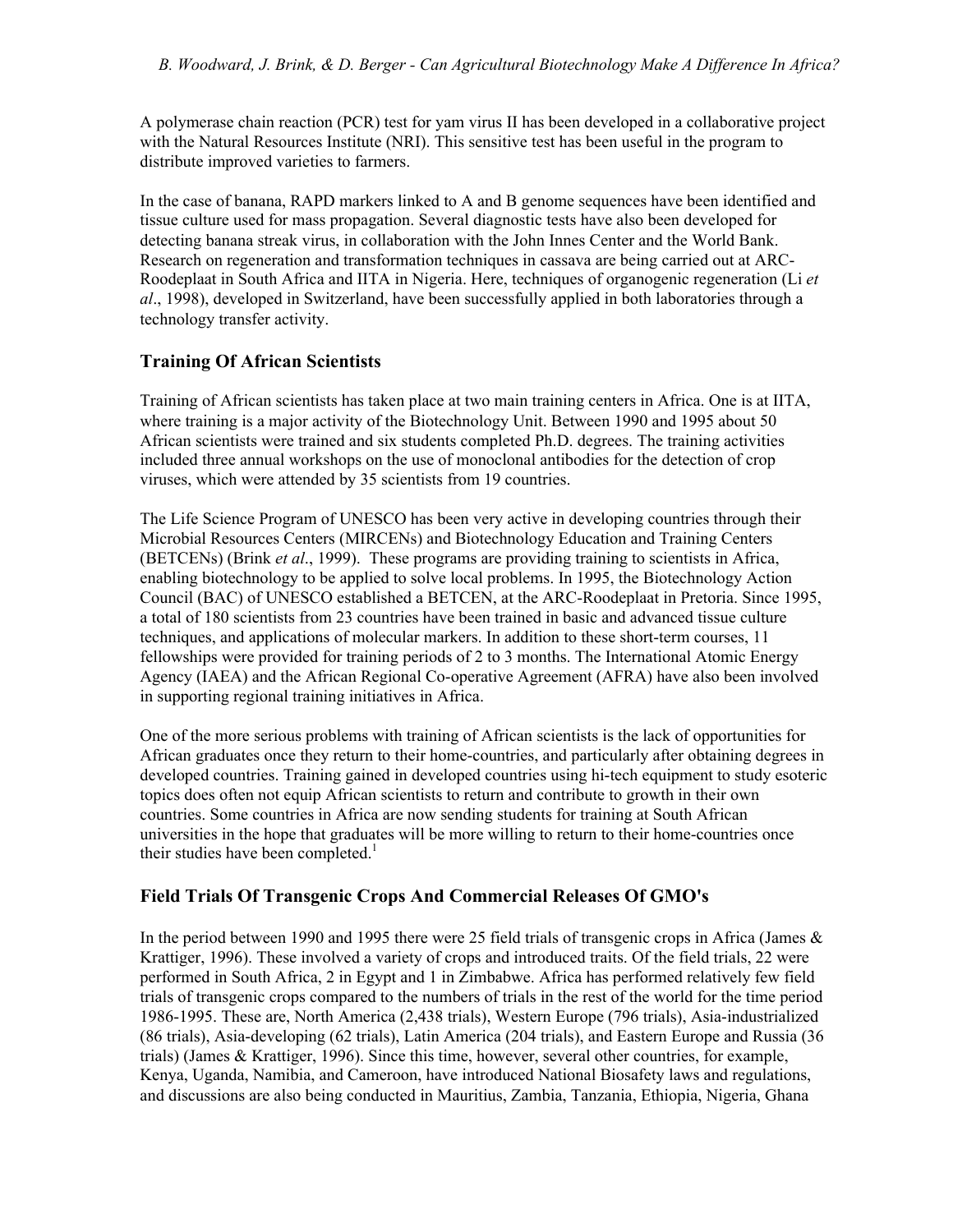A polymerase chain reaction (PCR) test for yam virus II has been developed in a collaborative project with the Natural Resources Institute (NRI). This sensitive test has been useful in the program to distribute improved varieties to farmers.

In the case of banana, RAPD markers linked to A and B genome sequences have been identified and tissue culture used for mass propagation. Several diagnostic tests have also been developed for detecting banana streak virus, in collaboration with the John Innes Center and the World Bank. Research on regeneration and transformation techniques in cassava are being carried out at ARC-Roodeplaat in South Africa and IITA in Nigeria. Here, techniques of organogenic regeneration (Li *et al*., 1998), developed in Switzerland, have been successfully applied in both laboratories through a technology transfer activity.

## Training Of African Scientists

Training of African scientists has taken place at two main training centers in Africa. One is at IITA, where training is a major activity of the Biotechnology Unit. Between 1990 and 1995 about 50 African scientists were trained and six students completed Ph.D. degrees. The training activities included three annual workshops on the use of monoclonal antibodies for the detection of crop viruses, which were attended by 35 scientists from 19 countries.

The Life Science Program of UNESCO has been very active in developing countries through their Microbial Resources Centers (MIRCENs) and Biotechnology Education and Training Centers (BETCENs) (Brink *et al*., 1999). These programs are providing training to scientists in Africa, enabling biotechnology to be applied to solve local problems. In 1995, the Biotechnology Action Council (BAC) of UNESCO established a BETCEN, at the ARC-Roodeplaat in Pretoria. Since 1995, a total of 180 scientists from 23 countries have been trained in basic and advanced tissue culture techniques, and applications of molecular markers. In addition to these short-term courses, 11 fellowships were provided for training periods of 2 to 3 months. The International Atomic Energy Agency (IAEA) and the African Regional Co-operative Agreement (AFRA) have also been involved in supporting regional training initiatives in Africa.

One of the more serious problems with training of African scientists is the lack of opportunities for African graduates once they return to their home-countries, and particularly after obtaining degrees in developed countries. Training gained in developed countries using hi-tech equipment to study esoteric topics does often not equip African scientists to return and contribute to growth in their own countries. Some countries in Africa are now sending students for training at South African universities in the hope that graduates will be more willing to return to their home-countries once their studies have been completed.[1]

## Field Trials Of Transgenic Crops And Commercial Releases Of GMO's

In the period between 1990 and 1995 there were 25 field trials of transgenic crops in Africa (James & Krattiger, 1996). These involved a variety of crops and introduced traits. Of the field trials, 22 were performed in South Africa, 2 in Egypt and 1 in Zimbabwe. Africa has performed relatively few field trials of transgenic crops compared to the numbers of trials in the rest of the world for the time period 1986-1995. These are, North America (2,438 trials), Western Europe (796 trials), Asia-industrialized (86 trials), Asia-developing (62 trials), Latin America (204 trials), and Eastern Europe and Russia (36 trials) (James & Krattiger, 1996). Since this time, however, several other countries, for example, Kenya, Uganda, Namibia, and Cameroon, have introduced National Biosafety laws and regulations, and discussions are also being conducted in Mauritius, Zambia, Tanzania, Ethiopia, Nigeria, Ghana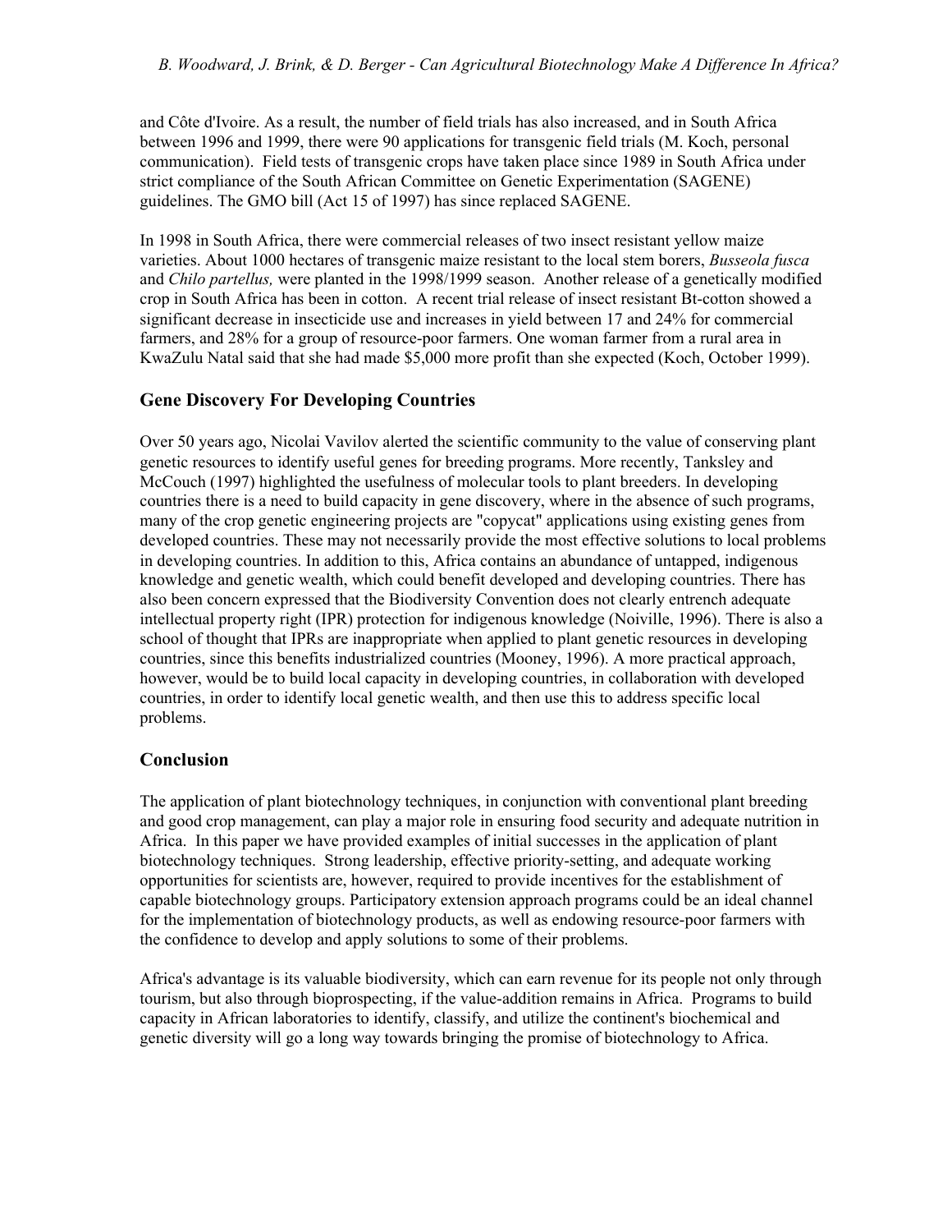and Côte d'Ivoire. As a result, the number of field trials has also increased, and in South Africa between 1996 and 1999, there were 90 applications for transgenic field trials (M. Koch, personal communication). Field tests of transgenic crops have taken place since 1989 in South Africa under strict compliance of the South African Committee on Genetic Experimentation (SAGENE) guidelines. The GMO bill (Act 15 of 1997) has since replaced SAGENE.

In 1998 in South Africa, there were commercial releases of two insect resistant yellow maize varieties. About 1000 hectares of transgenic maize resistant to the local stem borers, *Busseola fusca* and *Chilo partellus,* were planted in the 1998/1999 season. Another release of a genetically modified crop in South Africa has been in cotton. A recent trial release of insect resistant Bt-cotton showed a significant decrease in insecticide use and increases in yield between 17 and 24% for commercial farmers, and 28% for a group of resource-poor farmers. One woman farmer from a rural area in KwaZulu Natal said that she had made $5,000 more profit than she expected (Koch, October 1999).

## Gene Discovery For Developing Countries

Over 50 years ago, Nicolai Vavilov alerted the scientific community to the value of conserving plant genetic resources to identify useful genes for breeding programs. More recently, Tanksley and McCouch (1997) highlighted the usefulness of molecular tools to plant breeders. In developing countries there is a need to build capacity in gene discovery, where in the absence of such programs, many of the crop genetic engineering projects are "copycat" applications using existing genes from developed countries. These may not necessarily provide the most effective solutions to local problems in developing countries. In addition to this, Africa contains an abundance of untapped, indigenous knowledge and genetic wealth, which could benefit developed and developing countries. There has also been concern expressed that the Biodiversity Convention does not clearly entrench adequate intellectual property right (IPR) protection for indigenous knowledge (Noiville, 1996). There is also a school of thought that IPRs are inappropriate when applied to plant genetic resources in developing countries, since this benefits industrialized countries (Mooney, 1996). A more practical approach, however, would be to build local capacity in developing countries, in collaboration with developed countries, in order to identify local genetic wealth, and then use this to address specific local problems.

## Conclusion

The application of plant biotechnology techniques, in conjunction with conventional plant breeding and good crop management, can play a major role in ensuring food security and adequate nutrition in Africa. In this paper we have provided examples of initial successes in the application of plant biotechnology techniques. Strong leadership, effective priority-setting, and adequate working opportunities for scientists are, however, required to provide incentives for the establishment of capable biotechnology groups. Participatory extension approach programs could be an ideal channel for the implementation of biotechnology products, as well as endowing resource-poor farmers with the confidence to develop and apply solutions to some of their problems.

Africa's advantage is its valuable biodiversity, which can earn revenue for its people not only through tourism, but also through bioprospecting, if the value-addition remains in Africa. Programs to build capacity in African laboratories to identify, classify, and utilize the continent's biochemical and genetic diversity will go a long way towards bringing the promise of biotechnology to Africa.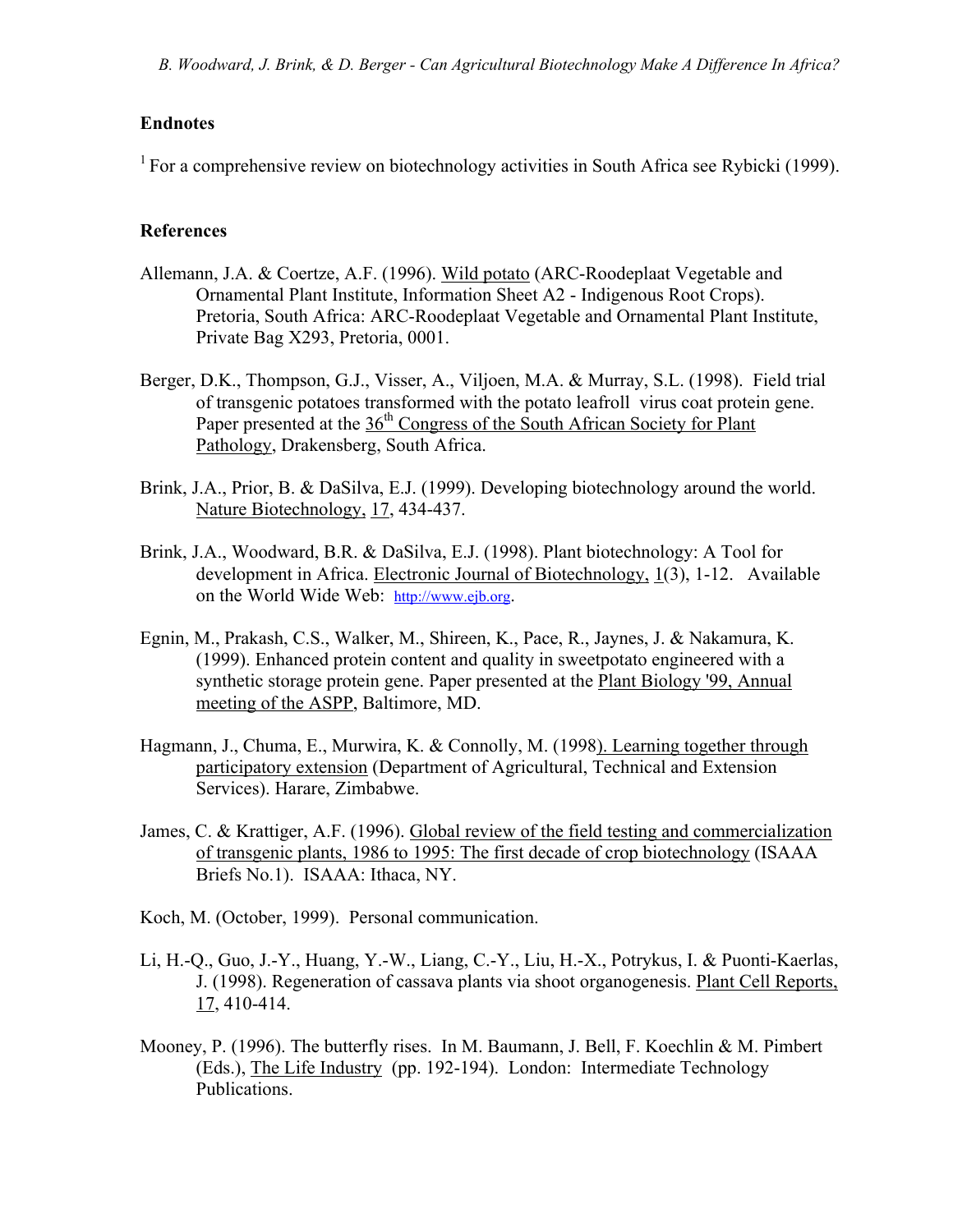## Endnotes

[1] For a comprehensive review on biotechnology activities in South Africa see Rybicki (1999).

## References

Allemann, J.A. & Coertze, A.F. (1996). Wild potato (ARC-Roodeplaat Vegetable and Ornamental Plant Institute, Information Sheet A2 - Indigenous Root Crops). Pretoria, South Africa: ARC-Roodeplaat Vegetable and Ornamental Plant Institute, Private Bag X293, Pretoria, 0001.

Berger, D.K., Thompson, G.J., Visser, A., Viljoen, M.A. & Murray, S.L. (1998). Field trial of transgenic potatoes transformed with the potato leafroll virus coat protein gene. Paper presented at the 36th Congress of the South African Society for Plant Pathology, Drakensberg, South Africa.

Brink, J.A., Prior, B. & DaSilva, E.J. (1999). Developing biotechnology around the world. Nature Biotechnology, 17, 434-437.

Brink, J.A., Woodward, B.R. & DaSilva, E.J. (1998). Plant biotechnology: A Tool for development in Africa. Electronic Journal of Biotechnology, 1(3), 1-12. Available on the World Wide Web: http://www.ejb.org.

Egnin, M., Prakash, C.S., Walker, M., Shireen, K., Pace, R., Jaynes, J. & Nakamura, K. (1999). Enhanced protein content and quality in sweetpotato engineered with a synthetic storage protein gene. Paper presented at the Plant Biology '99, Annual meeting of the ASPP, Baltimore, MD.

Hagmann, J., Chuma, E., Murwira, K. & Connolly, M. (1998). Learning together through participatory extension (Department of Agricultural, Technical and Extension Services). Harare, Zimbabwe.

James, C. & Krattiger, A.F. (1996). Global review of the field testing and commercialization of transgenic plants, 1986 to 1995: The first decade of crop biotechnology (ISAAA Briefs No.1). ISAAA: Ithaca, NY.

Koch, M. (October, 1999). Personal communication.

Li, H.-Q., Guo, J.-Y., Huang, Y.-W., Liang, C.-Y., Liu, H.-X., Potrykus, I. & Puonti-Kaerlas, J. (1998). Regeneration of cassava plants via shoot organogenesis. Plant Cell Reports, 17, 410-414.

Mooney, P. (1996). The butterfly rises. In M. Baumann, J. Bell, F. Koechlin & M. Pimbert (Eds.), The Life Industry (pp. 192-194). London: Intermediate Technology Publications.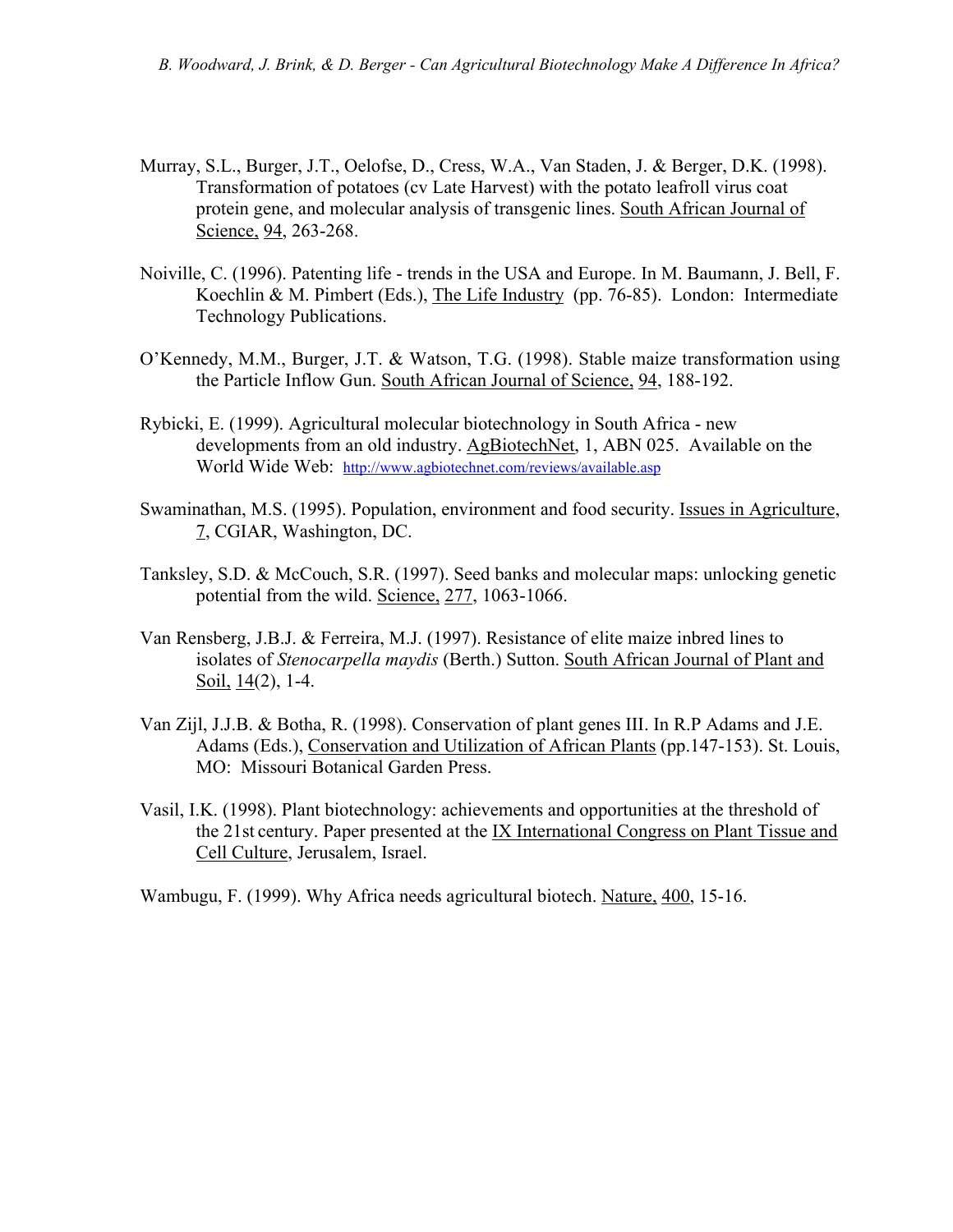Murray, S.L., Burger, J.T., Oelofse, D., Cress, W.A., Van Staden, J. & Berger, D.K. (1998). Transformation of potatoes (cv Late Harvest) with the potato leafroll virus coat protein gene, and molecular analysis of transgenic lines. South African Journal of Science, 94, 263-268.

Noiville, C. (1996). Patenting life - trends in the USA and Europe. In M. Baumann, J. Bell, F. Koechlin & M. Pimbert (Eds.), The Life Industry (pp. 76-85). London: Intermediate Technology Publications.

O'Kennedy, M.M., Burger, J.T. & Watson, T.G. (1998). Stable maize transformation using the Particle Inflow Gun. South African Journal of Science, 94, 188-192.

Rybicki, E. (1999). Agricultural molecular biotechnology in South Africa - new developments from an old industry. AgBiotechNet, 1, ABN 025. Available on the World Wide Web: http://www.agbiotechnet.com/reviews/available.asp

Swaminathan, M.S. (1995). Population, environment and food security. Issues in Agriculture, 7, CGIAR, Washington, DC.

Tanksley, S.D. & McCouch, S.R. (1997). Seed banks and molecular maps: unlocking genetic potential from the wild. Science, 277, 1063-1066.

Van Rensberg, J.B.J. & Ferreira, M.J. (1997). Resistance of elite maize inbred lines to isolates of *Stenocarpella maydis* (Berth.) Sutton. South African Journal of Plant and Soil, 14(2), 1-4.

Van Zijl, J.J.B. & Botha, R. (1998). Conservation of plant genes III. In R.P Adams and J.E. Adams (Eds.), Conservation and Utilization of African Plants (pp.147-153). St. Louis, MO: Missouri Botanical Garden Press.

Vasil, I.K. (1998). Plant biotechnology: achievements and opportunities at the threshold of the 21st century. Paper presented at the IX International Congress on Plant Tissue and Cell Culture, Jerusalem, Israel.

Wambugu, F. (1999). Why Africa needs agricultural biotech. Nature, 400, 15-16.